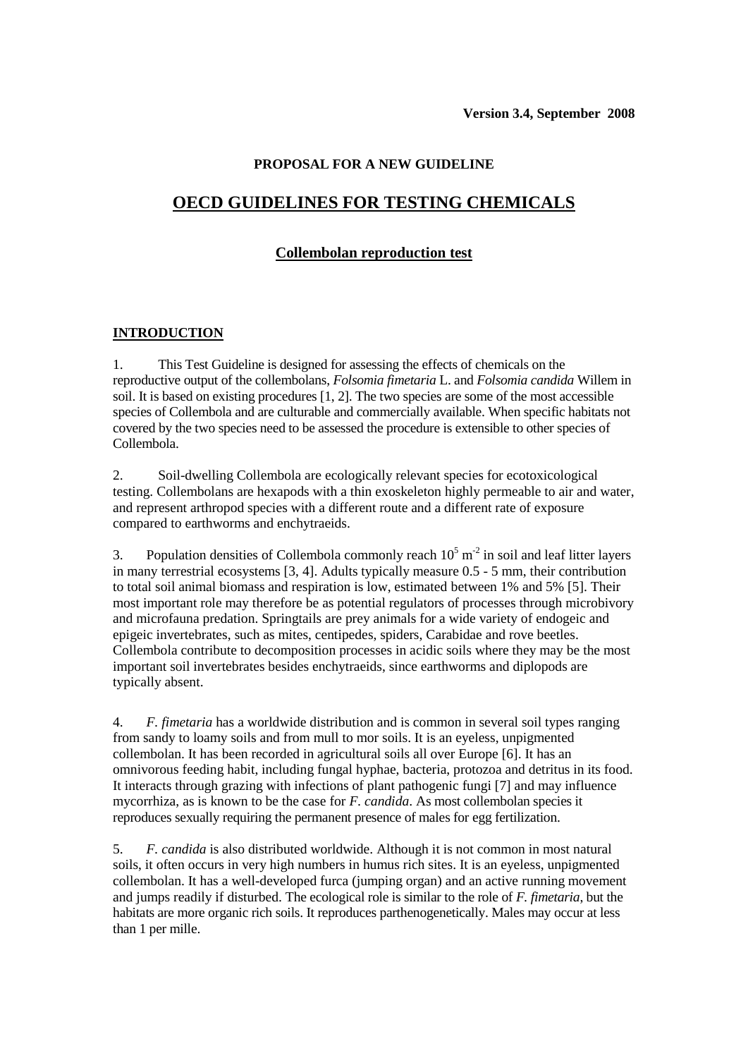**Version 3.4, September 2008**

**PROPOSAL FOR A NEW GUIDELINE**

# OECD GUIDELINES FOR TESTING CHEMICALS

## Collembolan reproduction test

## INTRODUCTION

1. This Test Guideline is designed for assessing the effects of chemicals on the reproductive output of the collembolans, *Folsomia fimetaria* L. and *Folsomia candida* Willem in soil. It is based on existing procedures [1, 2]. The two species are some of the most accessible species of Collembola and are culturable and commercially available. When specific habitats not covered by the two species need to be assessed the procedure is extensible to other species of Collembola.

2. Soil-dwelling Collembola are ecologically relevant species for ecotoxicological testing. Collembolans are hexapods with a thin exoskeleton highly permeable to air and water, and represent arthropod species with a different route and a different rate of exposure compared to earthworms and enchytraeids.

3. Population densities of Collembola commonly reach $10^5$ $m^{-2}$ in soil and leaf litter layers in many terrestrial ecosystems [3, 4]. Adults typically measure 0.5 - 5 mm, their contribution to total soil animal biomass and respiration is low, estimated between 1% and 5% [5]. Their most important role may therefore be as potential regulators of processes through microbivory and microfauna predation. Springtails are prey animals for a wide variety of endogeic and epigeic invertebrates, such as mites, centipedes, spiders, Carabidae and rove beetles. Collembola contribute to decomposition processes in acidic soils where they may be the most important soil invertebrates besides enchytraeids, since earthworms and diplopods are typically absent.

4. *F. fimetaria* has a worldwide distribution and is common in several soil types ranging from sandy to loamy soils and from mull to mor soils. It is an eyeless, unpigmented collembolan. It has been recorded in agricultural soils all over Europe [6]. It has an omnivorous feeding habit, including fungal hyphae, bacteria, protozoa and detritus in its food. It interacts through grazing with infections of plant pathogenic fungi [7] and may influence mycorrhiza, as is known to be the case for *F. candida*. As most collembolan species it reproduces sexually requiring the permanent presence of males for egg fertilization.

5. *F. candida* is also distributed worldwide. Although it is not common in most natural soils, it often occurs in very high numbers in humus rich sites. It is an eyeless, unpigmented collembolan. It has a well-developed furca (jumping organ) and an active running movement and jumps readily if disturbed. The ecological role is similar to the role of *F. fimetaria*, but the habitats are more organic rich soils. It reproduces parthenogenetically. Males may occur at less than 1 per mille.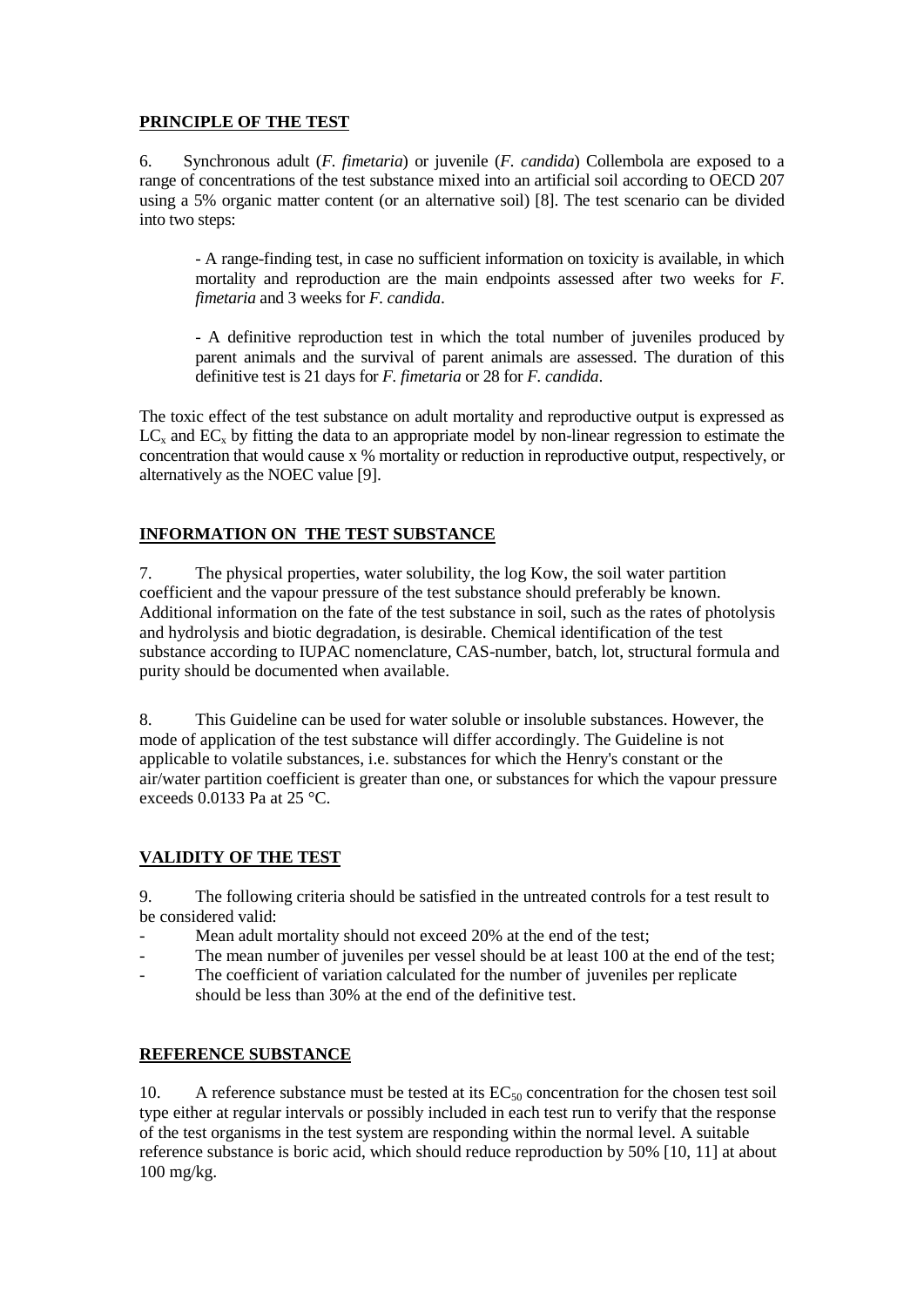## PRINCIPLE OF THE TEST

6. Synchronous adult (*F. fimetaria*) or juvenile (*F. candida*) Collembola are exposed to a range of concentrations of the test substance mixed into an artificial soil according to OECD 207 using a 5% organic matter content (or an alternative soil) [8]. The test scenario can be divided into two steps:

> - A range-finding test, in case no sufficient information on toxicity is available, in which mortality and reproduction are the main endpoints assessed after two weeks for *F. fimetaria* and 3 weeks for *F. candida*.
>
> - A definitive reproduction test in which the total number of juveniles produced by parent animals and the survival of parent animals are assessed. The duration of this definitive test is 21 days for *F. fimetaria* or 28 for *F. candida*.

The toxic effect of the test substance on adult mortality and reproductive output is expressed as $LC_x$ and $EC_x$ by fitting the data to an appropriate model by non-linear regression to estimate the concentration that would cause x % mortality or reduction in reproductive output, respectively, or alternatively as the NOEC value [9].

## INFORMATION ON THE TEST SUBSTANCE

7. The physical properties, water solubility, the log Kow, the soil water partition coefficient and the vapour pressure of the test substance should preferably be known. Additional information on the fate of the test substance in soil, such as the rates of photolysis and hydrolysis and biotic degradation, is desirable. Chemical identification of the test substance according to IUPAC nomenclature, CAS-number, batch, lot, structural formula and purity should be documented when available.

8. This Guideline can be used for water soluble or insoluble substances. However, the mode of application of the test substance will differ accordingly. The Guideline is not applicable to volatile substances, i.e. substances for which the Henry's constant or the air/water partition coefficient is greater than one, or substances for which the vapour pressure exceeds 0.0133 Pa at 25 °C.

## VALIDITY OF THE TEST

9. The following criteria should be satisfied in the untreated controls for a test result to be considered valid:

- Mean adult mortality should not exceed 20% at the end of the test;
- The mean number of juveniles per vessel should be at least 100 at the end of the test;
- The coefficient of variation calculated for the number of juveniles per replicate should be less than 30% at the end of the definitive test.

## REFERENCE SUBSTANCE

10. A reference substance must be tested at its $EC_{50}$ concentration for the chosen test soil type either at regular intervals or possibly included in each test run to verify that the response of the test organisms in the test system are responding within the normal level. A suitable reference substance is boric acid, which should reduce reproduction by 50% [10, 11] at about 100 mg/kg.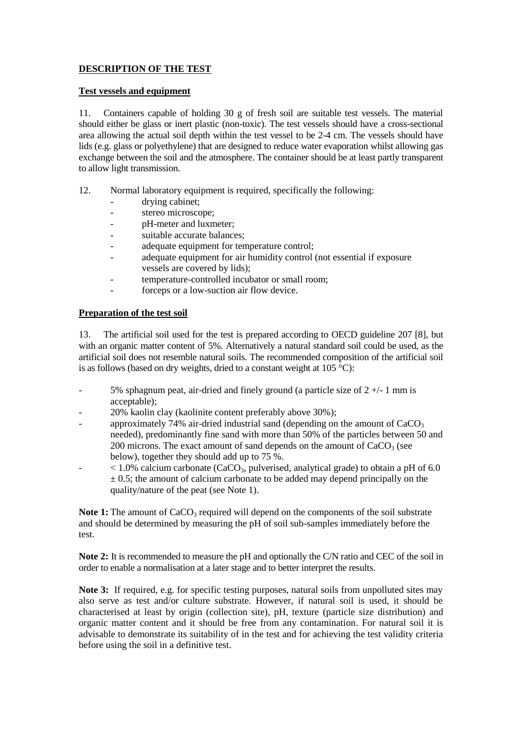**DESCRIPTION OF THE TEST**

**Test vessels and equipment**

11. Containers capable of holding 30 g of fresh soil are suitable test vessels. The material should either be glass or inert plastic (non-toxic). The test vessels should have a cross-sectional area allowing the actual soil depth within the test vessel to be 2-4 cm. The vessels should have lids (e.g. glass or polyethylene) that are designed to reduce water evaporation whilst allowing gas exchange between the soil and the atmosphere. The container should be at least partly transparent to allow light transmission.

12. Normal laboratory equipment is required, specifically the following:

- drying cabinet;
- stereo microscope;
- pH-meter and luxmeter;
- suitable accurate balances;
- adequate equipment for temperature control;
- adequate equipment for air humidity control (not essential if exposure vessels are covered by lids);
- temperature-controlled incubator or small room;
- forceps or a low-suction air flow device.

**Preparation of the test soil**

13. The artificial soil used for the test is prepared according to OECD guideline 207 [8], but with an organic matter content of 5%. Alternatively a natural standard soil could be used, as the artificial soil does not resemble natural soils. The recommended composition of the artificial soil is as follows (based on dry weights, dried to a constant weight at 105 °C):

- 5% sphagnum peat, air-dried and finely ground (a particle size of 2 +/- 1 mm is acceptable);
- 20% kaolin clay (kaolinite content preferably above 30%);
- approximately 74% air-dried industrial sand (depending on the amount of $CaCO_3$ needed), predominantly fine sand with more than 50% of the particles between 50 and 200 microns. The exact amount of sand depends on the amount of $CaCO_3$ (see below), together they should add up to 75 %.
- < 1.0% calcium carbonate ($CaCO_3$, pulverised, analytical grade) to obtain a pH of 6.0 ± 0.5; the amount of calcium carbonate to be added may depend principally on the quality/nature of the peat (see Note 1).

**Note 1:** The amount of $CaCO_3$ required will depend on the components of the soil substrate and should be determined by measuring the pH of soil sub-samples immediately before the test.

**Note 2:** It is recommended to measure the pH and optionally the C/N ratio and CEC of the soil in order to enable a normalisation at a later stage and to better interpret the results.

**Note 3:** If required, e.g. for specific testing purposes, natural soils from unpolluted sites may also serve as test and/or culture substrate. However, if natural soil is used, it should be characterised at least by origin (collection site), pH, texture (particle size distribution) and organic matter content and it should be free from any contamination. For natural soil it is advisable to demonstrate its suitability of in the test and for achieving the test validity criteria before using the soil in a definitive test.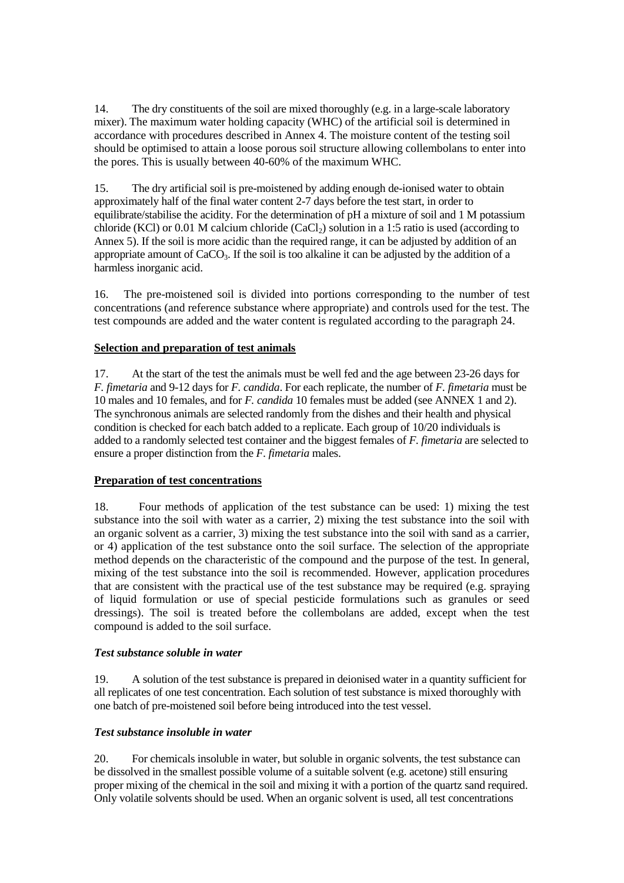14. The dry constituents of the soil are mixed thoroughly (e.g. in a large-scale laboratory mixer). The maximum water holding capacity (WHC) of the artificial soil is determined in accordance with procedures described in Annex 4. The moisture content of the testing soil should be optimised to attain a loose porous soil structure allowing collembolans to enter into the pores. This is usually between 40-60% of the maximum WHC.

15. The dry artificial soil is pre-moistened by adding enough de-ionised water to obtain approximately half of the final water content 2-7 days before the test start, in order to equilibrate/stabilise the acidity. For the determination of pH a mixture of soil and 1 M potassium chloride (KCl) or 0.01 M calcium chloride ($CaCl_2$) solution in a 1:5 ratio is used (according to Annex 5). If the soil is more acidic than the required range, it can be adjusted by addition of an appropriate amount of $CaCO_3$. If the soil is too alkaline it can be adjusted by the addition of a harmless inorganic acid.

16. The pre-moistened soil is divided into portions corresponding to the number of test concentrations (and reference substance where appropriate) and controls used for the test. The test compounds are added and the water content is regulated according to the paragraph 24.

**Selection and preparation of test animals**

17. At the start of the test the animals must be well fed and the age between 23-26 days for *F. fimetaria* and 9-12 days for *F. candida*. For each replicate, the number of *F. fimetaria* must be 10 males and 10 females, and for *F. candida* 10 females must be added (see ANNEX 1 and 2). The synchronous animals are selected randomly from the dishes and their health and physical condition is checked for each batch added to a replicate. Each group of 10/20 individuals is added to a randomly selected test container and the biggest females of *F. fimetaria* are selected to ensure a proper distinction from the *F. fimetaria* males.

**Preparation of test concentrations**

18. Four methods of application of the test substance can be used: 1) mixing the test substance into the soil with water as a carrier, 2) mixing the test substance into the soil with an organic solvent as a carrier, 3) mixing the test substance into the soil with sand as a carrier, or 4) application of the test substance onto the soil surface. The selection of the appropriate method depends on the characteristic of the compound and the purpose of the test. In general, mixing of the test substance into the soil is recommended. However, application procedures that are consistent with the practical use of the test substance may be required (e.g. spraying of liquid formulation or use of special pesticide formulations such as granules or seed dressings). The soil is treated before the collembolans are added, except when the test compound is added to the soil surface.

***Test substance soluble in water***

19. A solution of the test substance is prepared in deionised water in a quantity sufficient for all replicates of one test concentration. Each solution of test substance is mixed thoroughly with one batch of pre-moistened soil before being introduced into the test vessel.

***Test substance insoluble in water***

20. For chemicals insoluble in water, but soluble in organic solvents, the test substance can be dissolved in the smallest possible volume of a suitable solvent (e.g. acetone) still ensuring proper mixing of the chemical in the soil and mixing it with a portion of the quartz sand required. Only volatile solvents should be used. When an organic solvent is used, all test concentrations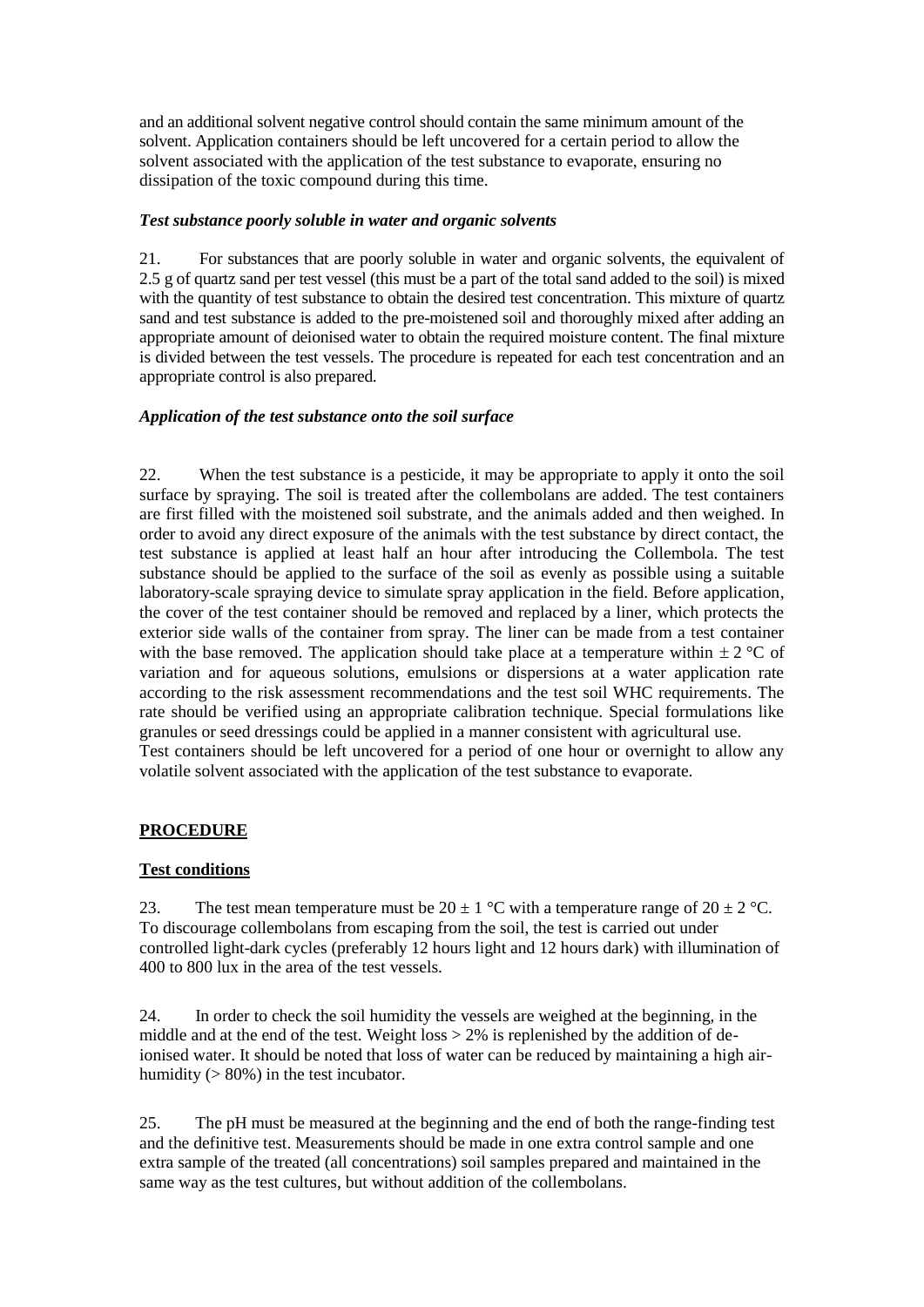and an additional solvent negative control should contain the same minimum amount of the solvent. Application containers should be left uncovered for a certain period to allow the solvent associated with the application of the test substance to evaporate, ensuring no dissipation of the toxic compound during this time.

***Test substance poorly soluble in water and organic solvents***

21. For substances that are poorly soluble in water and organic solvents, the equivalent of 2.5 g of quartz sand per test vessel (this must be a part of the total sand added to the soil) is mixed with the quantity of test substance to obtain the desired test concentration. This mixture of quartz sand and test substance is added to the pre-moistened soil and thoroughly mixed after adding an appropriate amount of deionised water to obtain the required moisture content. The final mixture is divided between the test vessels. The procedure is repeated for each test concentration and an appropriate control is also prepared.

***Application of the test substance onto the soil surface***

22. When the test substance is a pesticide, it may be appropriate to apply it onto the soil surface by spraying. The soil is treated after the collembolans are added. The test containers are first filled with the moistened soil substrate, and the animals added and then weighed. In order to avoid any direct exposure of the animals with the test substance by direct contact, the test substance is applied at least half an hour after introducing the Collembola. The test substance should be applied to the surface of the soil as evenly as possible using a suitable laboratory-scale spraying device to simulate spray application in the field. Before application, the cover of the test container should be removed and replaced by a liner, which protects the exterior side walls of the container from spray. The liner can be made from a test container with the base removed. The application should take place at a temperature within $\pm$ 2 °C of variation and for aqueous solutions, emulsions or dispersions at a water application rate according to the risk assessment recommendations and the test soil WHC requirements. The rate should be verified using an appropriate calibration technique. Special formulations like granules or seed dressings could be applied in a manner consistent with agricultural use.
Test containers should be left uncovered for a period of one hour or overnight to allow any volatile solvent associated with the application of the test substance to evaporate.

## PROCEDURE

### Test conditions

23. The test mean temperature must be 20 $\pm$ 1 °C with a temperature range of 20 $\pm$ 2 °C. To discourage collembolans from escaping from the soil, the test is carried out under controlled light-dark cycles (preferably 12 hours light and 12 hours dark) with illumination of 400 to 800 lux in the area of the test vessels.

24. In order to check the soil humidity the vessels are weighed at the beginning, in the middle and at the end of the test. Weight loss > 2% is replenished by the addition of de-ionised water. It should be noted that loss of water can be reduced by maintaining a high air-humidity (> 80%) in the test incubator.

25. The pH must be measured at the beginning and the end of both the range-finding test and the definitive test. Measurements should be made in one extra control sample and one extra sample of the treated (all concentrations) soil samples prepared and maintained in the same way as the test cultures, but without addition of the collembolans.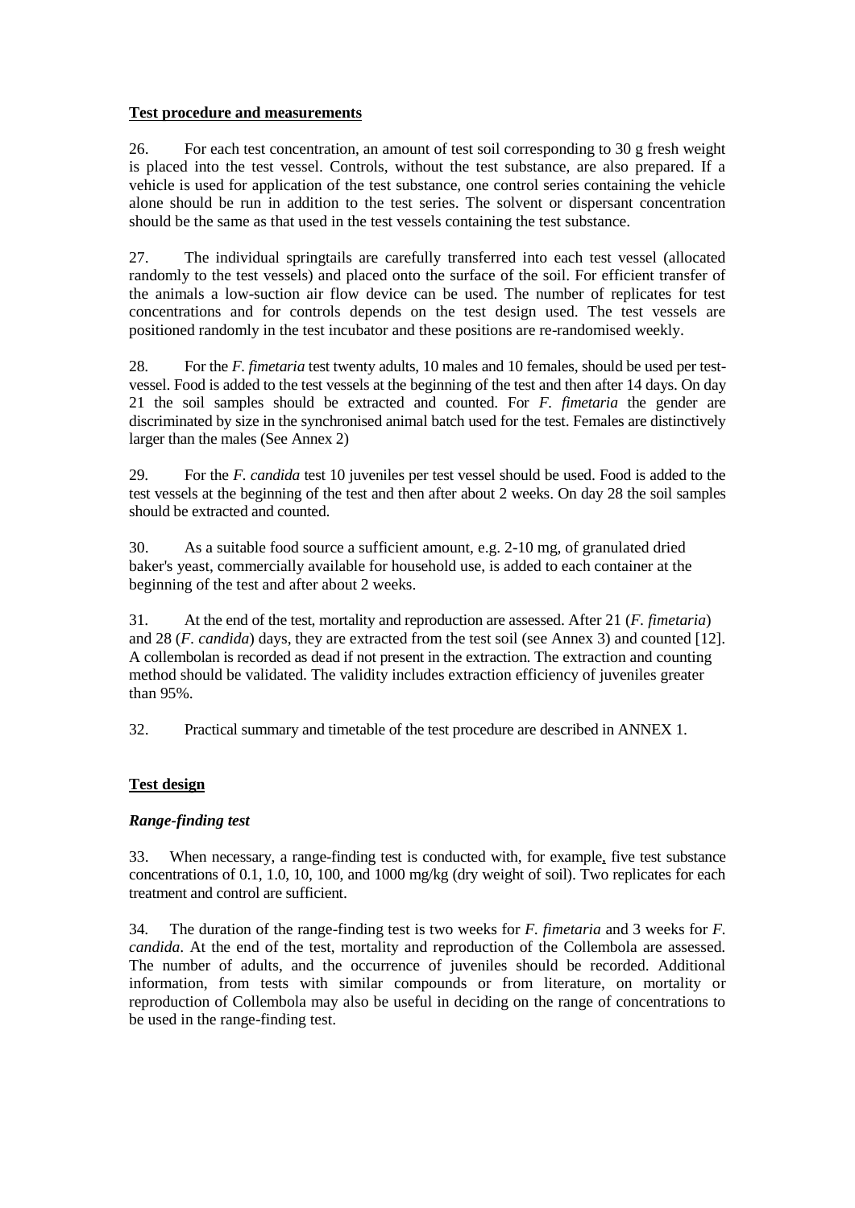**Test procedure and measurements**

26. For each test concentration, an amount of test soil corresponding to 30 g fresh weight is placed into the test vessel. Controls, without the test substance, are also prepared. If a vehicle is used for application of the test substance, one control series containing the vehicle alone should be run in addition to the test series. The solvent or dispersant concentration should be the same as that used in the test vessels containing the test substance.

27. The individual springtails are carefully transferred into each test vessel (allocated randomly to the test vessels) and placed onto the surface of the soil. For efficient transfer of the animals a low-suction air flow device can be used. The number of replicates for test concentrations and for controls depends on the test design used. The test vessels are positioned randomly in the test incubator and these positions are re-randomised weekly.

28. For the *F. fimetaria* test twenty adults, 10 males and 10 females, should be used per test-vessel. Food is added to the test vessels at the beginning of the test and then after 14 days. On day 21 the soil samples should be extracted and counted. For *F. fimetaria* the gender are discriminated by size in the synchronised animal batch used for the test. Females are distinctively larger than the males (See Annex 2)

29. For the *F. candida* test 10 juveniles per test vessel should be used. Food is added to the test vessels at the beginning of the test and then after about 2 weeks. On day 28 the soil samples should be extracted and counted.

30. As a suitable food source a sufficient amount, e.g. 2-10 mg, of granulated dried baker's yeast, commercially available for household use, is added to each container at the beginning of the test and after about 2 weeks.

31. At the end of the test, mortality and reproduction are assessed. After 21 (*F. fimetaria*) and 28 (*F. candida*) days, they are extracted from the test soil (see Annex 3) and counted [12]. A collembolan is recorded as dead if not present in the extraction. The extraction and counting method should be validated. The validity includes extraction efficiency of juveniles greater than 95%.

32. Practical summary and timetable of the test procedure are described in ANNEX 1.

**Test design**

***Range-finding test***

33. When necessary, a range-finding test is conducted with, for example, five test substance concentrations of 0.1, 1.0, 10, 100, and 1000 mg/kg (dry weight of soil). Two replicates for each treatment and control are sufficient.

34. The duration of the range-finding test is two weeks for *F. fimetaria* and 3 weeks for *F. candida*. At the end of the test, mortality and reproduction of the Collembola are assessed. The number of adults, and the occurrence of juveniles should be recorded. Additional information, from tests with similar compounds or from literature, on mortality or reproduction of Collembola may also be useful in deciding on the range of concentrations to be used in the range-finding test.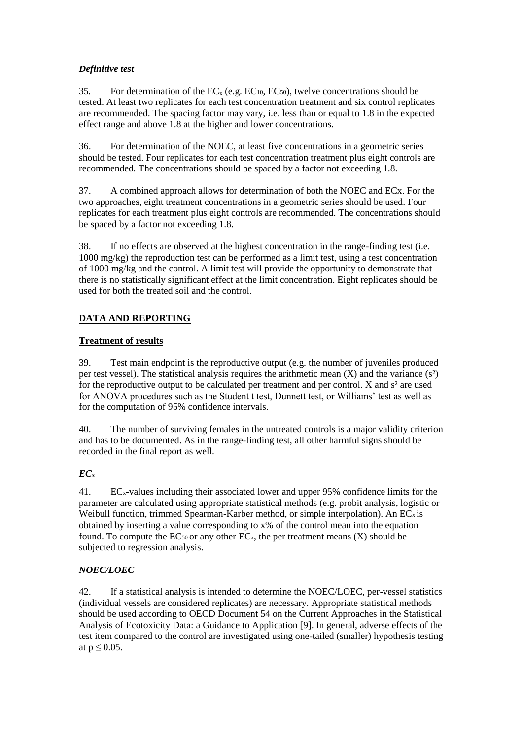### *Definitive test*

35. For determination of the $EC_x$ (e.g. $EC_{10}$, $EC_{50}$), twelve concentrations should be tested. At least two replicates for each test concentration treatment and six control replicates are recommended. The spacing factor may vary, i.e. less than or equal to 1.8 in the expected effect range and above 1.8 at the higher and lower concentrations.

36. For determination of the NOEC, at least five concentrations in a geometric series should be tested. Four replicates for each test concentration treatment plus eight controls are recommended. The concentrations should be spaced by a factor not exceeding 1.8.

37. A combined approach allows for determination of both the NOEC and ECx. For the two approaches, eight treatment concentrations in a geometric series should be used. Four replicates for each treatment plus eight controls are recommended. The concentrations should be spaced by a factor not exceeding 1.8.

38. If no effects are observed at the highest concentration in the range-finding test (i.e. 1000 mg/kg) the reproduction test can be performed as a limit test, using a test concentration of 1000 mg/kg and the control. A limit test will provide the opportunity to demonstrate that there is no statistically significant effect at the limit concentration. Eight replicates should be used for both the treated soil and the control.

## DATA AND REPORTING

### Treatment of results

39. Test main endpoint is the reproductive output (e.g. the number of juveniles produced per test vessel). The statistical analysis requires the arithmetic mean (X) and the variance ($s^2$) for the reproductive output to be calculated per treatment and per control. X and $s^2$ are used for ANOVA procedures such as the Student t test, Dunnett test, or Williams' test as well as for the computation of 95% confidence intervals.

40. The number of surviving females in the untreated controls is a major validity criterion and has to be documented. As in the range-finding test, all other harmful signs should be recorded in the final report as well.

### *$EC_x$*

41. $EC_x$-values including their associated lower and upper 95% confidence limits for the parameter are calculated using appropriate statistical methods (e.g. probit analysis, logistic or Weibull function, trimmed Spearman-Karber method, or simple interpolation). An $EC_x$ is obtained by inserting a value corresponding to x% of the control mean into the equation found. To compute the $EC_{50}$ or any other $EC_x$, the per treatment means (X) should be subjected to regression analysis.

### *NOEC/LOEC*

42. If a statistical analysis is intended to determine the NOEC/LOEC, per-vessel statistics (individual vessels are considered replicates) are necessary. Appropriate statistical methods should be used according to OECD Document 54 on the Current Approaches in the Statistical Analysis of Ecotoxicity Data: a Guidance to Application [9]. In general, adverse effects of the test item compared to the control are investigated using one-tailed (smaller) hypothesis testing at $p \leq 0.05$.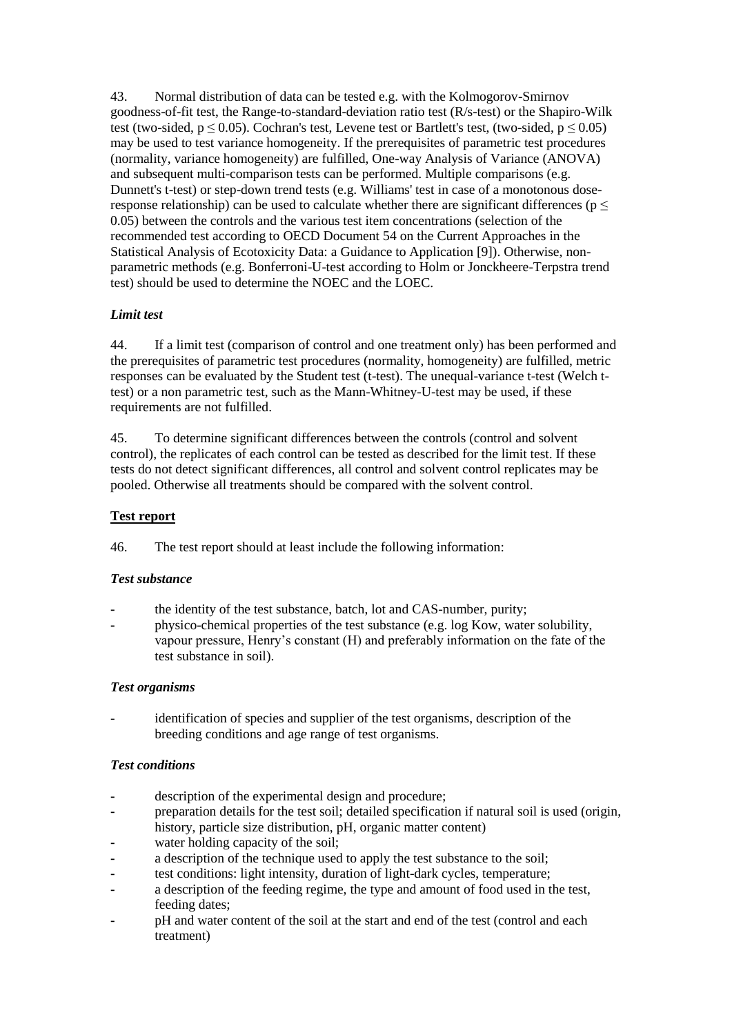43. Normal distribution of data can be tested e.g. with the Kolmogorov-Smirnov goodness-of-fit test, the Range-to-standard-deviation ratio test (R/s-test) or the Shapiro-Wilk test (two-sided, $p \leq 0.05$). Cochran's test, Levene test or Bartlett's test, (two-sided, $p \leq 0.05$) may be used to test variance homogeneity. If the prerequisites of parametric test procedures (normality, variance homogeneity) are fulfilled, One-way Analysis of Variance (ANOVA) and subsequent multi-comparison tests can be performed. Multiple comparisons (e.g. Dunnett's t-test) or step-down trend tests (e.g. Williams' test in case of a monotonous dose-response relationship) can be used to calculate whether there are significant differences ($p \leq 0.05$) between the controls and the various test item concentrations (selection of the recommended test according to OECD Document 54 on the Current Approaches in the Statistical Analysis of Ecotoxicity Data: a Guidance to Application [9]). Otherwise, non-parametric methods (e.g. Bonferroni-U-test according to Holm or Jonckheere-Terpstra trend test) should be used to determine the NOEC and the LOEC.

### *Limit test*

44. If a limit test (comparison of control and one treatment only) has been performed and the prerequisites of parametric test procedures (normality, homogeneity) are fulfilled, metric responses can be evaluated by the Student test (t-test). The unequal-variance t-test (Welch t-test) or a non parametric test, such as the Mann-Whitney-U-test may be used, if these requirements are not fulfilled.

45. To determine significant differences between the controls (control and solvent control), the replicates of each control can be tested as described for the limit test. If these tests do not detect significant differences, all control and solvent control replicates may be pooled. Otherwise all treatments should be compared with the solvent control.

## Test report

46. The test report should at least include the following information:

### *Test substance*

- the identity of the test substance, batch, lot and CAS-number, purity;
- physico-chemical properties of the test substance (e.g. log Kow, water solubility, vapour pressure, Henry's constant (H) and preferably information on the fate of the test substance in soil).

### *Test organisms*

- identification of species and supplier of the test organisms, description of the breeding conditions and age range of test organisms.

### *Test conditions*

- description of the experimental design and procedure;
- preparation details for the test soil; detailed specification if natural soil is used (origin, history, particle size distribution, pH, organic matter content)
- water holding capacity of the soil;
- a description of the technique used to apply the test substance to the soil;
- test conditions: light intensity, duration of light-dark cycles, temperature;
- a description of the feeding regime, the type and amount of food used in the test, feeding dates;
- pH and water content of the soil at the start and end of the test (control and each treatment)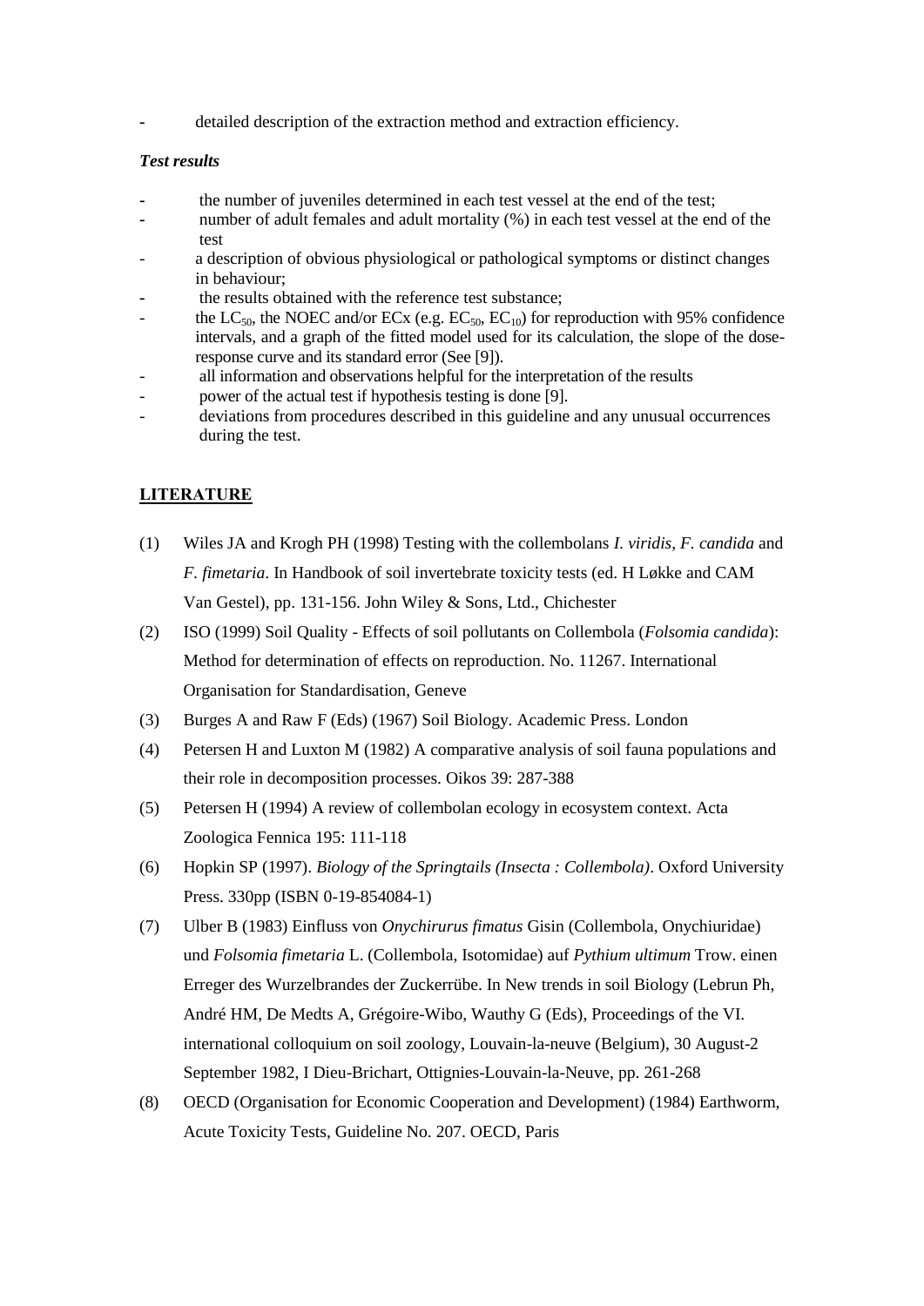- detailed description of the extraction method and extraction efficiency.

***Test results***

- the number of juveniles determined in each test vessel at the end of the test;
- number of adult females and adult mortality (%) in each test vessel at the end of the test
- a description of obvious physiological or pathological symptoms or distinct changes in behaviour;
- the results obtained with the reference test substance;
- the $LC_{50}$, the NOEC and/or ECx (e.g. $EC_{50}$, $EC_{10}$) for reproduction with 95% confidence intervals, and a graph of the fitted model used for its calculation, the slope of the dose-response curve and its standard error (See [9]).
- all information and observations helpful for the interpretation of the results
- power of the actual test if hypothesis testing is done [9].
- deviations from procedures described in this guideline and any unusual occurrences during the test.

## LITERATURE

(1) Wiles JA and Krogh PH (1998) Testing with the collembolans *I. viridis*, *F. candida* and *F. fimetaria*. In Handbook of soil invertebrate toxicity tests (ed. H Løkke and CAM Van Gestel), pp. 131-156. John Wiley & Sons, Ltd., Chichester

(2) ISO (1999) Soil Quality - Effects of soil pollutants on Collembola (*Folsomia candida*): Method for determination of effects on reproduction. No. 11267. International Organisation for Standardisation, Geneve

(3) Burges A and Raw F (Eds) (1967) Soil Biology. Academic Press. London

(4) Petersen H and Luxton M (1982) A comparative analysis of soil fauna populations and their role in decomposition processes. Oikos 39: 287-388

(5) Petersen H (1994) A review of collembolan ecology in ecosystem context. Acta Zoologica Fennica 195: 111-118

(6) Hopkin SP (1997). *Biology of the Springtails (Insecta : Collembola)*. Oxford University Press. 330pp (ISBN 0-19-854084-1)

(7) Ulber B (1983) Einfluss von *Onychirurus fimatus* Gisin (Collembola, Onychiuridae) und *Folsomia fimetaria* L. (Collembola, Isotomidae) auf *Pythium ultimum* Trow. einen Erreger des Wurzelbrandes der Zuckerrübe. In New trends in soil Biology (Lebrun Ph, André HM, De Medts A, Grégoire-Wibo, Wauthy G (Eds), Proceedings of the VI. international colloquium on soil zoology, Louvain-la-neuve (Belgium), 30 August-2 September 1982, I Dieu-Brichart, Ottignies-Louvain-la-Neuve, pp. 261-268

(8) OECD (Organisation for Economic Cooperation and Development) (1984) Earthworm, Acute Toxicity Tests, Guideline No. 207. OECD, Paris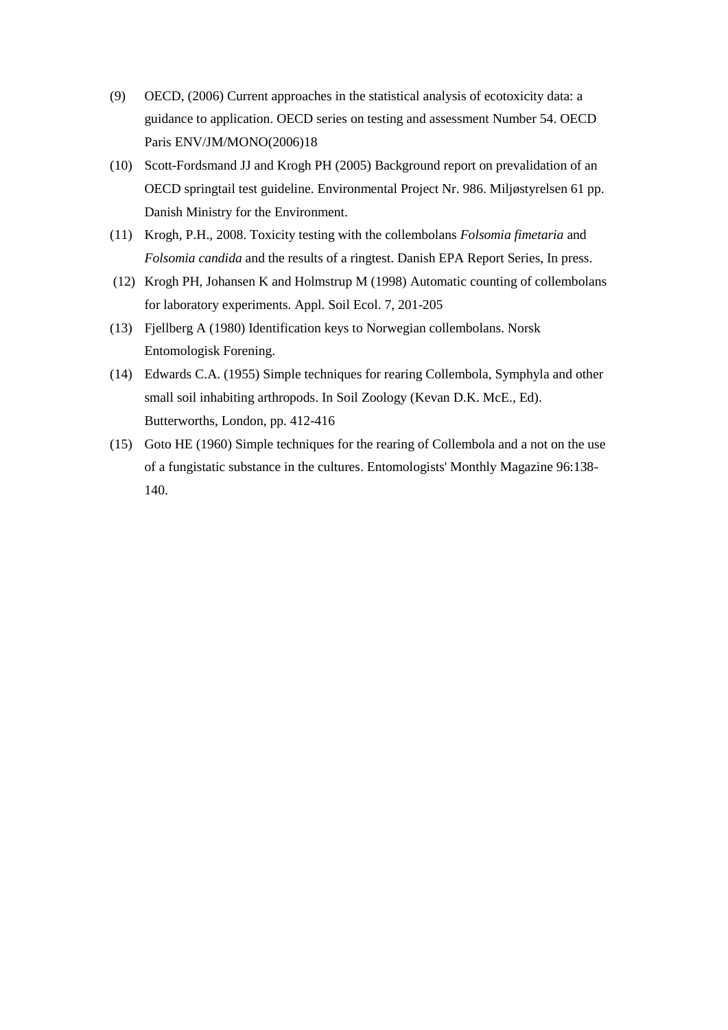(9) OECD, (2006) Current approaches in the statistical analysis of ecotoxicity data: a guidance to application. OECD series on testing and assessment Number 54. OECD Paris ENV/JM/MONO(2006)18

(10) Scott-Fordsmand JJ and Krogh PH (2005) Background report on prevalidation of an OECD springtail test guideline. Environmental Project Nr. 986. Miljøstyrelsen 61 pp. Danish Ministry for the Environment.

(11) Krogh, P.H., 2008. Toxicity testing with the collembolans *Folsomia fimetaria* and *Folsomia candida* and the results of a ringtest. Danish EPA Report Series, In press.

(12) Krogh PH, Johansen K and Holmstrup M (1998) Automatic counting of collembolans for laboratory experiments. Appl. Soil Ecol. 7, 201-205

(13) Fjellberg A (1980) Identification keys to Norwegian collembolans. Norsk Entomologisk Forening.

(14) Edwards C.A. (1955) Simple techniques for rearing Collembola, Symphyla and other small soil inhabiting arthropods. In Soil Zoology (Kevan D.K. McE., Ed). Butterworths, London, pp. 412-416

(15) Goto HE (1960) Simple techniques for the rearing of Collembola and a not on the use of a fungistatic substance in the cultures. Entomologists' Monthly Magazine 96:138-140.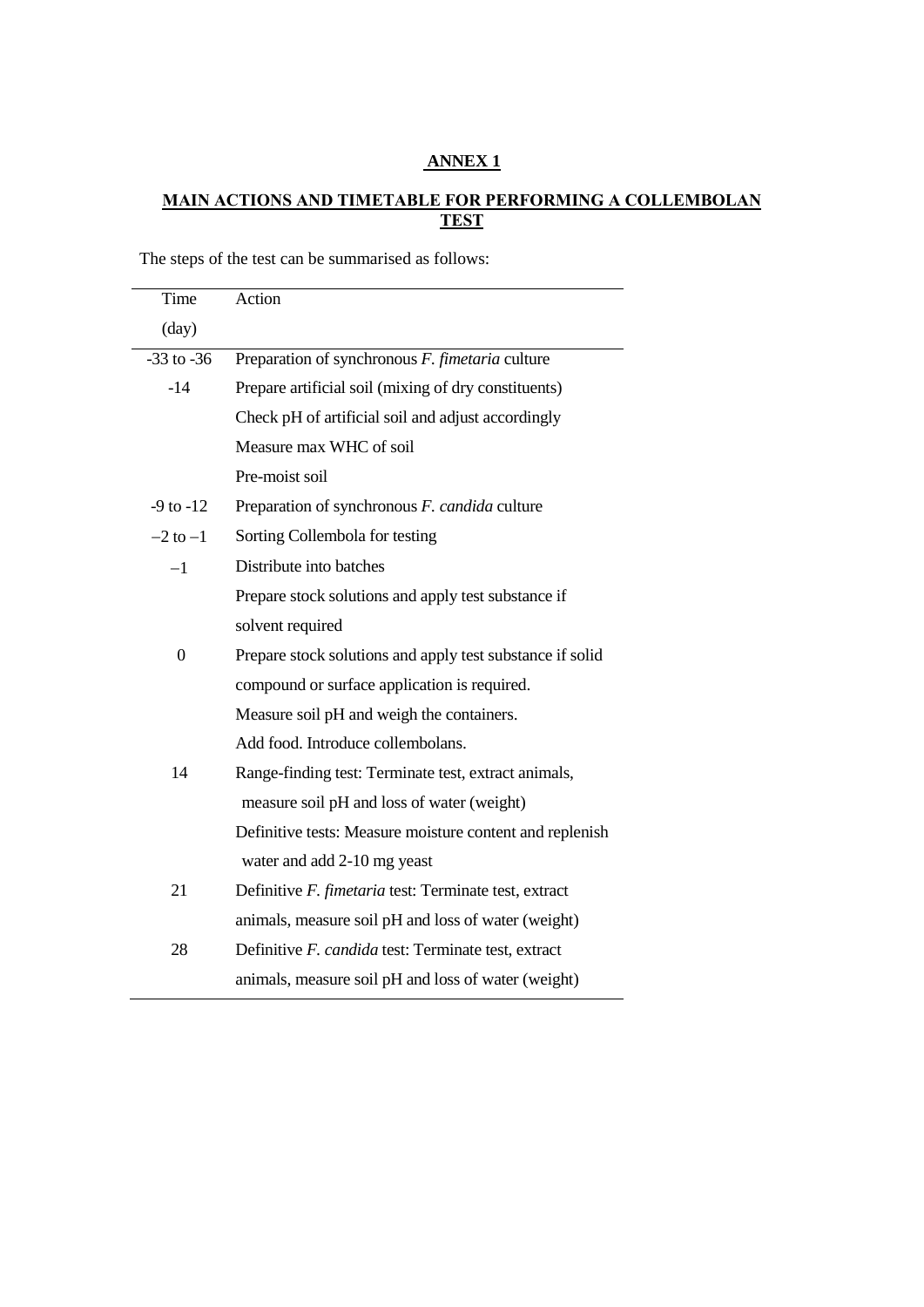## ANNEX 1

## MAIN ACTIONS AND TIMETABLE FOR PERFORMING A COLLEMBOLAN TEST

The steps of the test can be summarised as follows:

| Time (day) | Action |
| --- | --- |
| -33 to -36 | Preparation of synchronous *F. fimetaria* culture |
| -14 | Prepare artificial soil (mixing of dry constituents)<br>Check pH of artificial soil and adjust accordingly<br>Measure max WHC of soil<br>Pre-moist soil |
| -9 to -12 | Preparation of synchronous *F. candida* culture |
| –2 to –1 | Sorting Collembola for testing |
| –1 | Distribute into batches<br>Prepare stock solutions and apply test substance if solvent required |
| 0 | Prepare stock solutions and apply test substance if solid compound or surface application is required.<br>Measure soil pH and weigh the containers.<br>Add food. Introduce collembolans. |
| 14 | Range-finding test: Terminate test, extract animals, measure soil pH and loss of water (weight)<br>Definitive tests: Measure moisture content and replenish water and add 2-10 mg yeast |
| 21 | Definitive *F. fimetaria* test: Terminate test, extract animals, measure soil pH and loss of water (weight) |
| 28 | Definitive *F. candida* test: Terminate test, extract animals, measure soil pH and loss of water (weight) |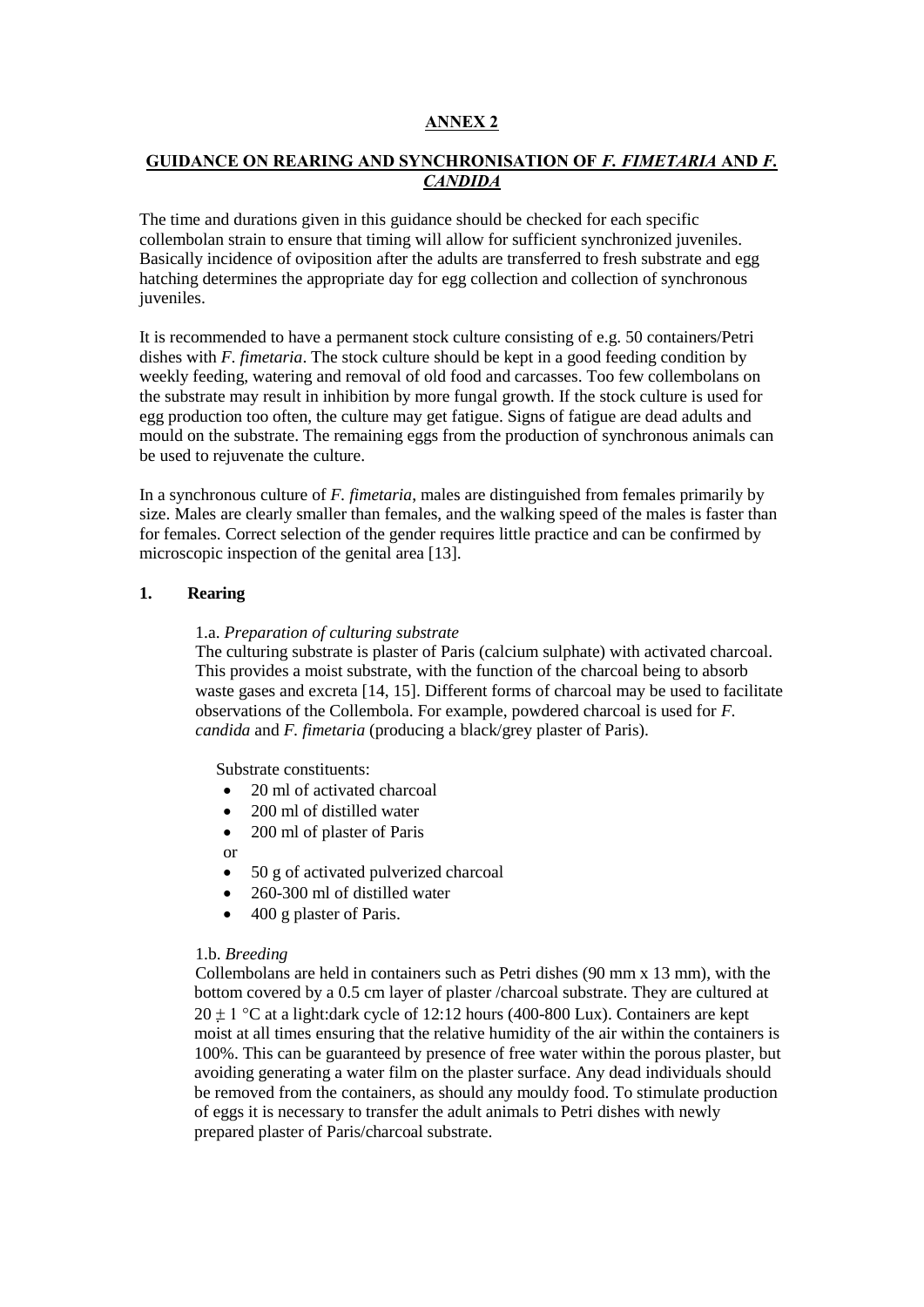# ANNEX 2

## GUIDANCE ON REARING AND SYNCHRONISATION OF *F. FIMETARIA* AND *F. CANDIDA*

The time and durations given in this guidance should be checked for each specific collembolan strain to ensure that timing will allow for sufficient synchronized juveniles. Basically incidence of oviposition after the adults are transferred to fresh substrate and egg hatching determines the appropriate day for egg collection and collection of synchronous juveniles.

It is recommended to have a permanent stock culture consisting of e.g. 50 containers/Petri dishes with *F. fimetaria*. The stock culture should be kept in a good feeding condition by weekly feeding, watering and removal of old food and carcasses. Too few collembolans on the substrate may result in inhibition by more fungal growth. If the stock culture is used for egg production too often, the culture may get fatigue. Signs of fatigue are dead adults and mould on the substrate. The remaining eggs from the production of synchronous animals can be used to rejuvenate the culture.

In a synchronous culture of *F. fimetaria*, males are distinguished from females primarily by size. Males are clearly smaller than females, and the walking speed of the males is faster than for females. Correct selection of the gender requires little practice and can be confirmed by microscopic inspection of the genital area [13].

### 1. Rearing

1.a. *Preparation of culturing substrate*

The culturing substrate is plaster of Paris (calcium sulphate) with activated charcoal. This provides a moist substrate, with the function of the charcoal being to absorb waste gases and excreta [14, 15]. Different forms of charcoal may be used to facilitate observations of the Collembola. For example, powdered charcoal is used for *F. candida* and *F. fimetaria* (producing a black/grey plaster of Paris).

Substrate constituents:

- 20 ml of activated charcoal
- 200 ml of distilled water
- 200 ml of plaster of Paris

or

- 50 g of activated pulverized charcoal
- 260-300 ml of distilled water
- 400 g plaster of Paris.

1.b. *Breeding*

Collembolans are held in containers such as Petri dishes (90 mm x 13 mm), with the bottom covered by a 0.5 cm layer of plaster /charcoal substrate. They are cultured at $20 \pm 1$ °C at a light:dark cycle of 12:12 hours (400-800 Lux). Containers are kept moist at all times ensuring that the relative humidity of the air within the containers is 100%. This can be guaranteed by presence of free water within the porous plaster, but avoiding generating a water film on the plaster surface. Any dead individuals should be removed from the containers, as should any mouldy food. To stimulate production of eggs it is necessary to transfer the adult animals to Petri dishes with newly prepared plaster of Paris/charcoal substrate.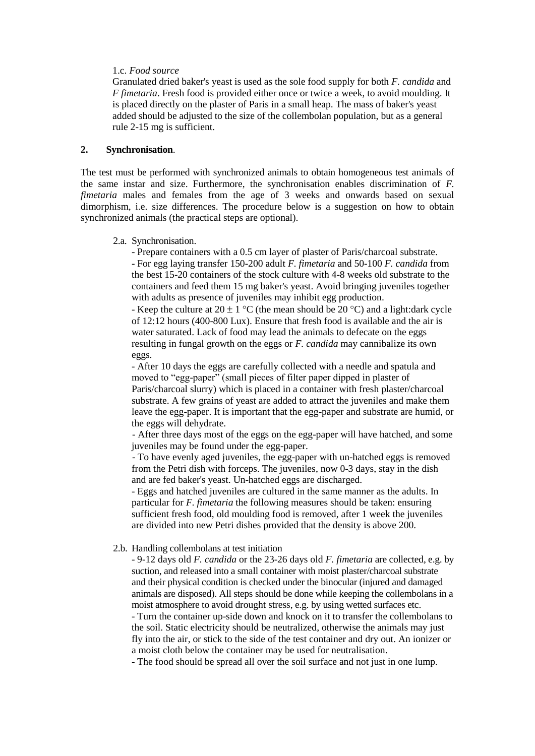1.c. *Food source*

Granulated dried baker's yeast is used as the sole food supply for both *F. candida* and *F fimetaria*. Fresh food is provided either once or twice a week, to avoid moulding. It is placed directly on the plaster of Paris in a small heap. The mass of baker's yeast added should be adjusted to the size of the collembolan population, but as a general rule 2-15 mg is sufficient.

## 2. Synchronisation.

The test must be performed with synchronized animals to obtain homogeneous test animals of the same instar and size. Furthermore, the synchronisation enables discrimination of *F. fimetaria* males and females from the age of 3 weeks and onwards based on sexual dimorphism, i.e. size differences. The procedure below is a suggestion on how to obtain synchronized animals (the practical steps are optional).

2.a. Synchronisation.

- Prepare containers with a 0.5 cm layer of plaster of Paris/charcoal substrate.
- For egg laying transfer 150-200 adult *F. fimetaria* and 50-100 *F. candida* from the best 15-20 containers of the stock culture with 4-8 weeks old substrate to the containers and feed them 15 mg baker's yeast. Avoid bringing juveniles together with adults as presence of juveniles may inhibit egg production.
- Keep the culture at $20 \pm 1$ °C (the mean should be 20 °C) and a light:dark cycle of 12:12 hours (400-800 Lux). Ensure that fresh food is available and the air is water saturated. Lack of food may lead the animals to defecate on the eggs resulting in fungal growth on the eggs or *F. candida* may cannibalize its own eggs.
- After 10 days the eggs are carefully collected with a needle and spatula and moved to "egg-paper" (small pieces of filter paper dipped in plaster of Paris/charcoal slurry) which is placed in a container with fresh plaster/charcoal substrate. A few grains of yeast are added to attract the juveniles and make them leave the egg-paper. It is important that the egg-paper and substrate are humid, or the eggs will dehydrate.
- After three days most of the eggs on the egg-paper will have hatched, and some juveniles may be found under the egg-paper.
- To have evenly aged juveniles, the egg-paper with un-hatched eggs is removed from the Petri dish with forceps. The juveniles, now 0-3 days, stay in the dish and are fed baker's yeast. Un-hatched eggs are discharged.
- Eggs and hatched juveniles are cultured in the same manner as the adults. In particular for *F. fimetaria* the following measures should be taken: ensuring sufficient fresh food, old moulding food is removed, after 1 week the juveniles are divided into new Petri dishes provided that the density is above 200.

2.b. Handling collembolans at test initiation

- 9-12 days old *F. candida* or the 23-26 days old *F. fimetaria* are collected, e.g. by suction, and released into a small container with moist plaster/charcoal substrate and their physical condition is checked under the binocular (injured and damaged animals are disposed). All steps should be done while keeping the collembolans in a moist atmosphere to avoid drought stress, e.g. by using wetted surfaces etc.
- Turn the container up-side down and knock on it to transfer the collembolans to the soil. Static electricity should be neutralized, otherwise the animals may just fly into the air, or stick to the side of the test container and dry out. An ionizer or a moist cloth below the container may be used for neutralisation.
- The food should be spread all over the soil surface and not just in one lump.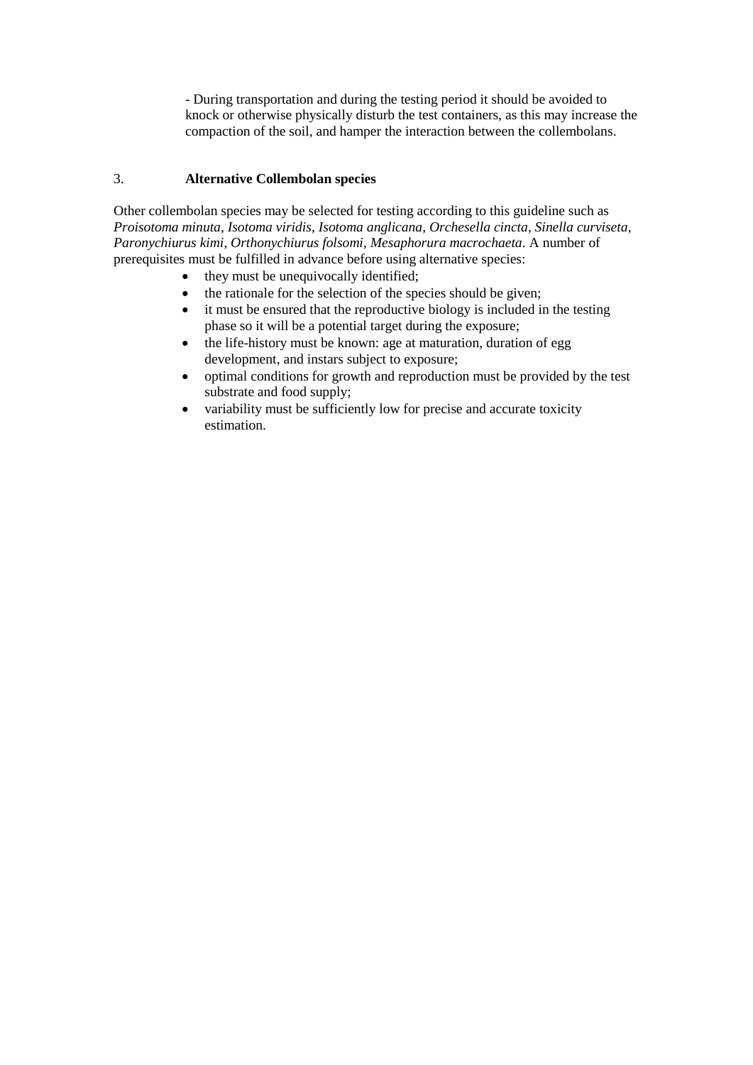- During transportation and during the testing period it should be avoided to knock or otherwise physically disturb the test containers, as this may increase the compaction of the soil, and hamper the interaction between the collembolans.

## 3. Alternative Collembolan species

Other collembolan species may be selected for testing according to this guideline such as *Proisotoma minuta*, *Isotoma viridis*, *Isotoma anglicana*, *Orchesella cincta*, *Sinella curviseta*, *Paronychiurus kimi*, *Orthonychiurus folsomi*, *Mesaphorura macrochaeta*. A number of prerequisites must be fulfilled in advance before using alternative species:

- they must be unequivocally identified;
- the rationale for the selection of the species should be given;
- it must be ensured that the reproductive biology is included in the testing phase so it will be a potential target during the exposure;
- the life-history must be known: age at maturation, duration of egg development, and instars subject to exposure;
- optimal conditions for growth and reproduction must be provided by the test substrate and food supply;
- variability must be sufficiently low for precise and accurate toxicity estimation.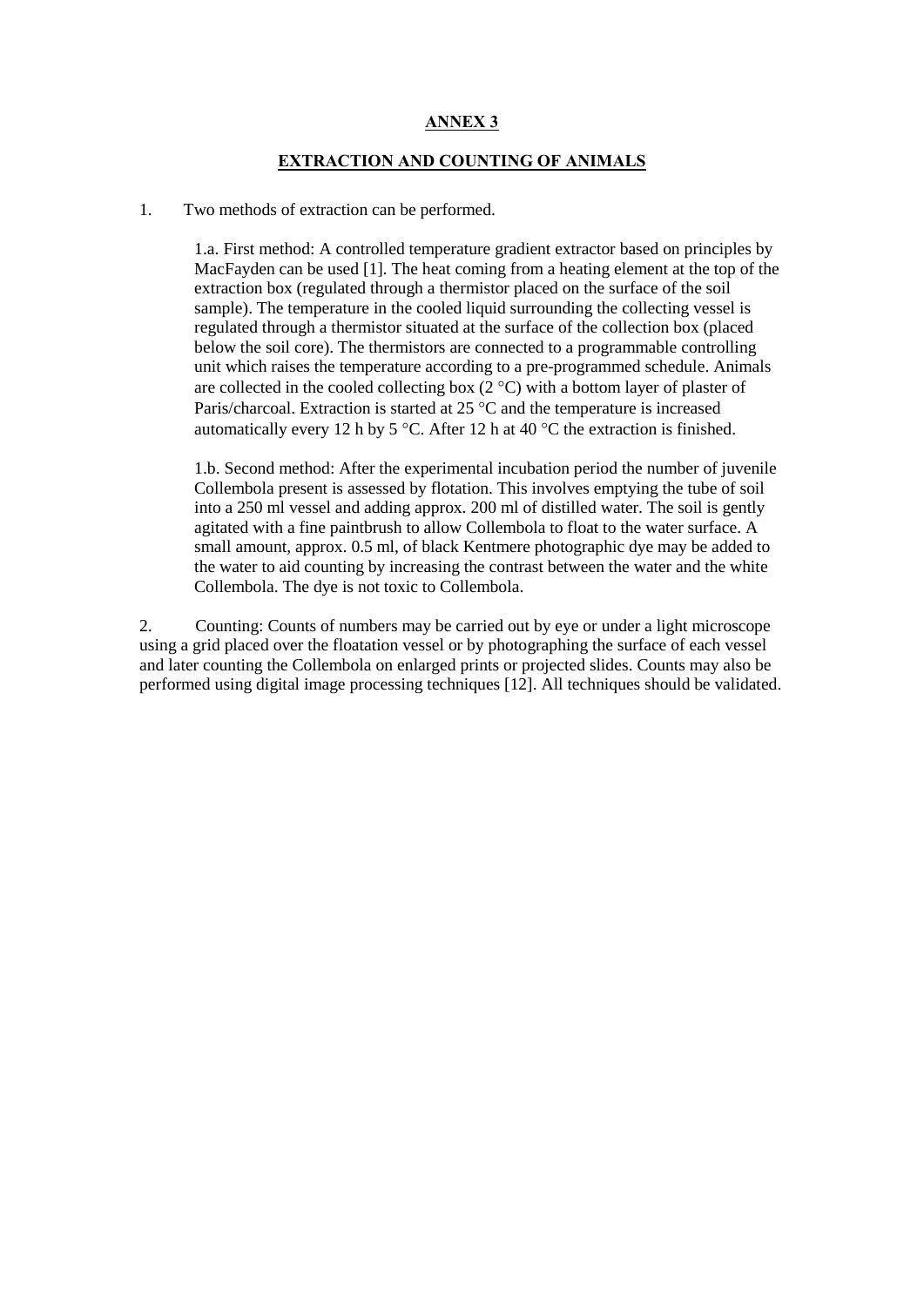# ANNEX 3

## EXTRACTION AND COUNTING OF ANIMALS

1. Two methods of extraction can be performed.

   1.a. First method: A controlled temperature gradient extractor based on principles by MacFayden can be used [1]. The heat coming from a heating element at the top of the extraction box (regulated through a thermistor placed on the surface of the soil sample). The temperature in the cooled liquid surrounding the collecting vessel is regulated through a thermistor situated at the surface of the collection box (placed below the soil core). The thermistors are connected to a programmable controlling unit which raises the temperature according to a pre-programmed schedule. Animals are collected in the cooled collecting box (2 °C) with a bottom layer of plaster of Paris/charcoal. Extraction is started at 25 °C and the temperature is increased automatically every 12 h by 5 °C. After 12 h at 40 °C the extraction is finished.

   1.b. Second method: After the experimental incubation period the number of juvenile Collembola present is assessed by flotation. This involves emptying the tube of soil into a 250 ml vessel and adding approx. 200 ml of distilled water. The soil is gently agitated with a fine paintbrush to allow Collembola to float to the water surface. A small amount, approx. 0.5 ml, of black Kentmere photographic dye may be added to the water to aid counting by increasing the contrast between the water and the white Collembola. The dye is not toxic to Collembola.

2. Counting: Counts of numbers may be carried out by eye or under a light microscope using a grid placed over the floatation vessel or by photographing the surface of each vessel and later counting the Collembola on enlarged prints or projected slides. Counts may also be performed using digital image processing techniques [12]. All techniques should be validated.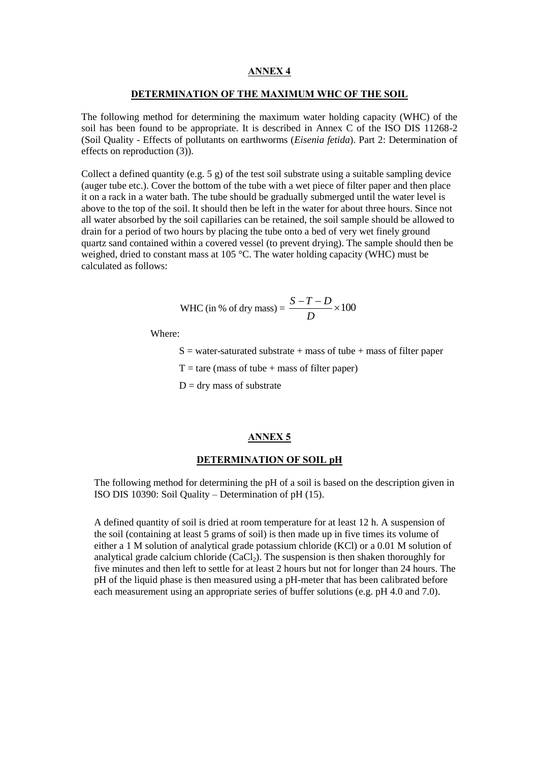## ANNEX 4

### DETERMINATION OF THE MAXIMUM WHC OF THE SOIL

The following method for determining the maximum water holding capacity (WHC) of the soil has been found to be appropriate. It is described in Annex C of the ISO DIS 11268-2 (Soil Quality - Effects of pollutants on earthworms (*Eisenia fetida*). Part 2: Determination of effects on reproduction (3)).

Collect a defined quantity (e.g. 5 g) of the test soil substrate using a suitable sampling device (auger tube etc.). Cover the bottom of the tube with a wet piece of filter paper and then place it on a rack in a water bath. The tube should be gradually submerged until the water level is above to the top of the soil. It should then be left in the water for about three hours. Since not all water absorbed by the soil capillaries can be retained, the soil sample should be allowed to drain for a period of two hours by placing the tube onto a bed of very wet finely ground quartz sand contained within a covered vessel (to prevent drying). The sample should then be weighed, dried to constant mass at 105 °C. The water holding capacity (WHC) must be calculated as follows:

$$\text{WHC (in \% of dry mass)} = \frac{S - T - D}{D} \times 100$$

Where:

S = water-saturated substrate + mass of tube + mass of filter paper

T = tare (mass of tube + mass of filter paper)

D = dry mass of substrate

## ANNEX 5

### DETERMINATION OF SOIL pH

The following method for determining the pH of a soil is based on the description given in ISO DIS 10390: Soil Quality – Determination of pH (15).

A defined quantity of soil is dried at room temperature for at least 12 h. A suspension of the soil (containing at least 5 grams of soil) is then made up in five times its volume of either a 1 M solution of analytical grade potassium chloride (KCl) or a 0.01 M solution of analytical grade calcium chloride ($CaCl_2$). The suspension is then shaken thoroughly for five minutes and then left to settle for at least 2 hours but not for longer than 24 hours. The pH of the liquid phase is then measured using a pH-meter that has been calibrated before each measurement using an appropriate series of buffer solutions (e.g. pH 4.0 and 7.0).